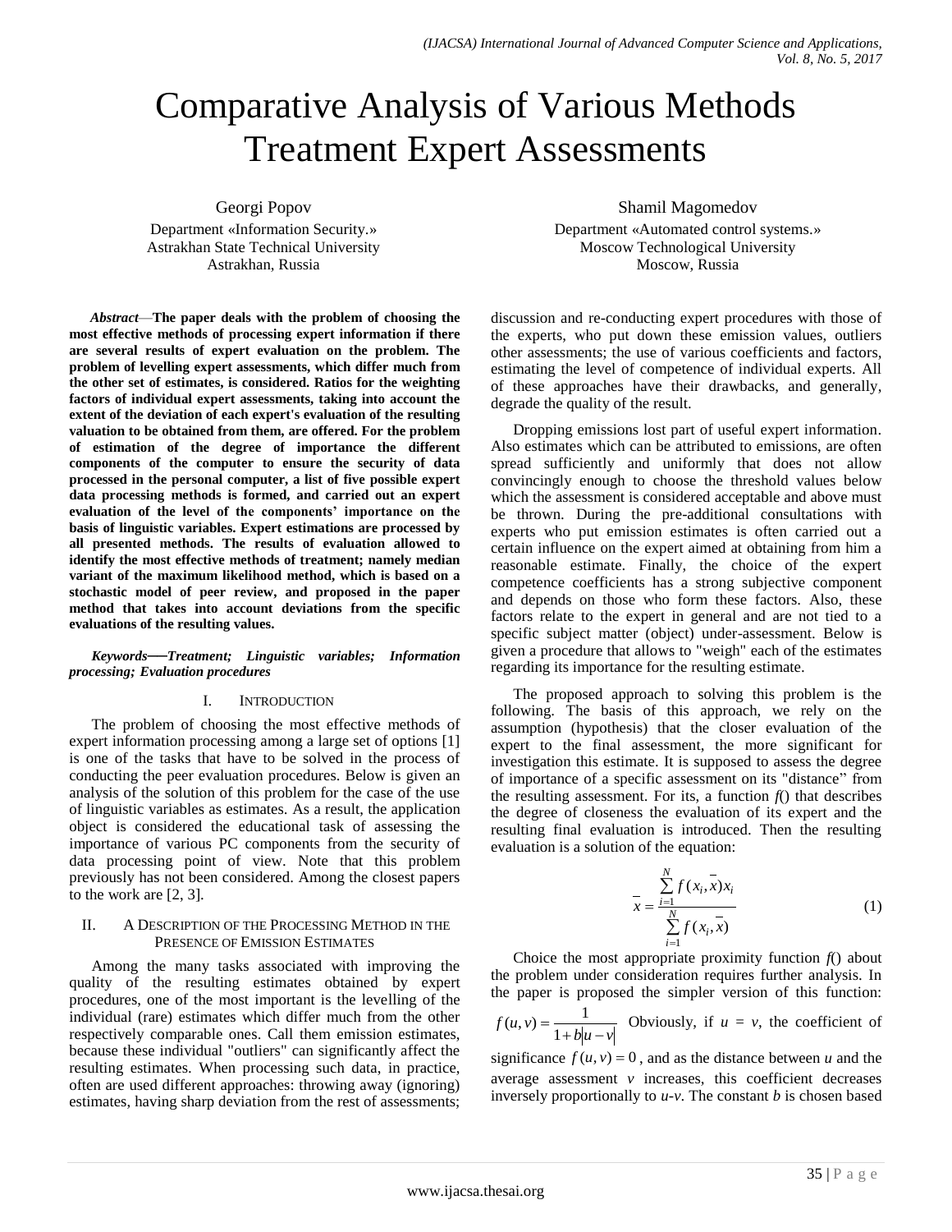# Comparative Analysis of Various Methods Treatment Expert Assessments

Georgi Popov
Department «Information Security.»
Astrakhan State Technical University
Astrakhan, Russia

Shamil Magomedov
Department «Automated control systems.»
Moscow Technological University
Moscow, Russia

***Abstract*—The paper deals with the problem of choosing the most effective methods of processing expert information if there are several results of expert evaluation on the problem. The problem of levelling expert assessments, which differ much from the other set of estimates, is considered. Ratios for the weighting factors of individual expert assessments, taking into account the extent of the deviation of each expert's evaluation of the resulting valuation to be obtained from them, are offered. For the problem of estimation of the degree of importance the different components of the computer to ensure the security of data processed in the personal computer, a list of five possible expert data processing methods is formed, and carried out an expert evaluation of the level of the components' importance on the basis of linguistic variables. Expert estimations are processed by all presented methods. The results of evaluation allowed to identify the most effective methods of treatment; namely median variant of the maximum likelihood method, which is based on a stochastic model of peer review, and proposed in the paper method that takes into account deviations from the specific evaluations of the resulting values.**

***Keywords—Treatment; Linguistic variables; Information processing; Evaluation procedures***

## I. Introduction

The problem of choosing the most effective methods of expert information processing among a large set of options [1] is one of the tasks that have to be solved in the process of conducting the peer evaluation procedures. Below is given an analysis of the solution of this problem for the case of the use of linguistic variables as estimates. As a result, the application object is considered the educational task of assessing the importance of various PC components from the security of data processing point of view. Note that this problem previously has not been considered. Among the closest papers to the work are [2, 3].

## II. A Description of the Processing Method in the Presence of Emission Estimates

Among the many tasks associated with improving the quality of the resulting estimates obtained by expert procedures, one of the most important is the levelling of the individual (rare) estimates which differ much from the other respectively comparable ones. Call them emission estimates, because these individual "outliers" can significantly affect the resulting estimates. When processing such data, in practice, often are used different approaches: throwing away (ignoring) estimates, having sharp deviation from the rest of assessments; discussion and re-conducting expert procedures with those of the experts, who put down these emission values, outliers other assessments; the use of various coefficients and factors, estimating the level of competence of individual experts. All of these approaches have their drawbacks, and generally, degrade the quality of the result.

Dropping emissions lost part of useful expert information. Also estimates which can be attributed to emissions, are often spread sufficiently and uniformly that does not allow convincingly enough to choose the threshold values below which the assessment is considered acceptable and above must be thrown. During the pre-additional consultations with experts who put emission estimates is often carried out a certain influence on the expert aimed at obtaining from him a reasonable estimate. Finally, the choice of the expert competence coefficients has a strong subjective component and depends on those who form these factors. Also, these factors relate to the expert in general and are not tied to a specific subject matter (object) under-assessment. Below is given a procedure that allows to "weigh" each of the estimates regarding its importance for the resulting estimate.

The proposed approach to solving this problem is the following. The basis of this approach, we rely on the assumption (hypothesis) that the closer evaluation of the expert to the final assessment, the more significant for investigation this estimate. It is supposed to assess the degree of importance of a specific assessment on its "distance" from the resulting assessment. For its, a function *f*() that describes the degree of closeness the evaluation of its expert and the resulting final evaluation is introduced. Then the resulting evaluation is a solution of the equation:

$$\overline{x} = \frac{\sum_{i=1}^{N} f(x_i, \overline{x}) x_i}{\sum_{i=1}^{N} f(x_i, \overline{x})} \quad (1)$$

Choice the most appropriate proximity function *f*() about the problem under consideration requires further analysis. In the paper is proposed the simpler version of this function: $f(u,v) = \frac{1}{1 + b|u - v|}$ Obviously, if $u = v$, the coefficient of significance $f(u,v) = 0$, and as the distance between *u* and the average assessment *v* increases, this coefficient decreases inversely proportionally to *u*-*v*. The constant *b* is chosen based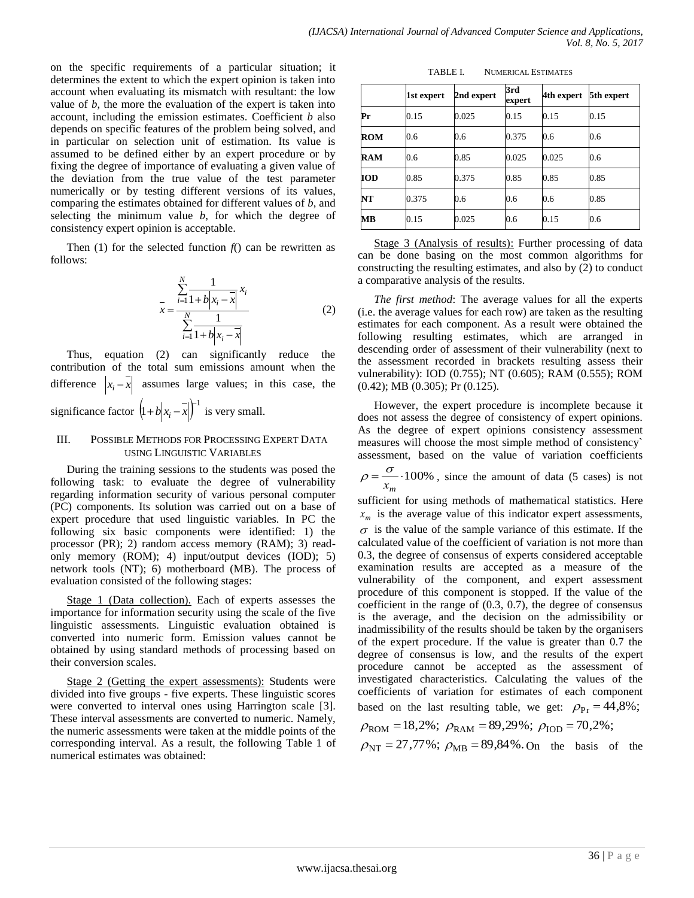on the specific requirements of a particular situation; it determines the extent to which the expert opinion is taken into account when evaluating its mismatch with resultant: the low value of *b*, the more the evaluation of the expert is taken into account, including the emission estimates. Coefficient *b* also depends on specific features of the problem being solved, and in particular on selection unit of estimation. Its value is assumed to be defined either by an expert procedure or by fixing the degree of importance of evaluating a given value of the deviation from the true value of the test parameter numerically or by testing different versions of its values, comparing the estimates obtained for different values of *b*, and selecting the minimum value *b*, for which the degree of consistency expert opinion is acceptable.

Then (1) for the selected function *f*() can be rewritten as follows:

$$\bar{x} = \frac{\sum_{i=1}^{N} \frac{1}{1+b\left|x_i - \bar{x}\right|} x_i}{\sum_{i=1}^{N} \frac{1}{1+b\left|x_i - \bar{x}\right|}} \qquad (2)$$

Thus, equation (2) can significantly reduce the contribution of the total sum emissions amount when the difference $\left|x_i - \bar{x}\right|$ assumes large values; in this case, the significance factor $\left(1+b\left|x_i - \bar{x}\right|\right)^{-1}$ is very small.

## III. Possible Methods for Processing Expert Data using Linguistic Variables

During the training sessions to the students was posed the following task: to evaluate the degree of vulnerability regarding information security of various personal computer (PC) components. Its solution was carried out on a base of expert procedure that used linguistic variables. In PC the following six basic components were identified: 1) the processor (PR); 2) random access memory (RAM); 3) read-only memory (ROM); 4) input/output devices (IOD); 5) network tools (NT); 6) motherboard (MB). The process of evaluation consisted of the following stages:

Stage 1 (Data collection). Each of experts assesses the importance for information security using the scale of the five linguistic assessments. Linguistic evaluation obtained is converted into numeric form. Emission values cannot be obtained by using standard methods of processing based on their conversion scales.

Stage 2 (Getting the expert assessments): Students were divided into five groups - five experts. These linguistic scores were converted to interval ones using Harrington scale [3]. These interval assessments are converted to numeric. Namely, the numeric assessments were taken at the middle points of the corresponding interval. As a result, the following Table 1 of numerical estimates was obtained:

TABLE I. NUMERICAL ESTIMATES

| | 1st expert | 2nd expert | 3rd expert | 4th expert | 5th expert |
|---|---|---|---|---|---|
| **Pr** | 0.15 | 0.025 | 0.15 | 0.15 | 0.15 |
| **ROM** | 0.6 | 0.6 | 0.375 | 0.6 | 0.6 |
| **RAM** | 0.6 | 0.85 | 0.025 | 0.025 | 0.6 |
| **IOD** | 0.85 | 0.375 | 0.85 | 0.85 | 0.85 |
| **NT** | 0.375 | 0.6 | 0.6 | 0.6 | 0.85 |
| **MB** | 0.15 | 0.025 | 0.6 | 0.15 | 0.6 |

Stage 3 (Analysis of results): Further processing of data can be done basing on the most common algorithms for constructing the resulting estimates, and also by (2) to conduct a comparative analysis of the results.

*The first method*: The average values for all the experts (i.e. the average values for each row) are taken as the resulting estimates for each component. As a result were obtained the following resulting estimates, which are arranged in descending order of assessment of their vulnerability (next to the assessment recorded in brackets resulting assess their vulnerability): IOD (0.755); NT (0.605); RAM (0.555); ROM (0.42); MB (0.305); Pr (0.125).

However, the expert procedure is incomplete because it does not assess the degree of consistency of expert opinions. As the degree of expert opinions consistency assessment measures will choose the most simple method of consistency` assessment, based on the value of variation coefficients $\rho = \frac{\sigma}{x_m} \cdot 100\%$, since the amount of data (5 cases) is not sufficient for using methods of mathematical statistics. Here $x_m$ is the average value of this indicator expert assessments, $\sigma$ is the value of the sample variance of this estimate. If the calculated value of the coefficient of variation is not more than 0.3, the degree of consensus of experts considered acceptable examination results are accepted as a measure of the vulnerability of the component, and expert assessment procedure of this component is stopped. If the value of the coefficient in the range of (0.3, 0.7), the degree of consensus is the average, and the decision on the admissibility or inadmissibility of the results should be taken by the organisers of the expert procedure. If the value is greater than 0.7 the degree of consensus is low, and the results of the expert procedure cannot be accepted as the assessment of investigated characteristics. Calculating the values of the coefficients of variation for estimates of each component based on the last resulting table, we get: $\rho_{\text{Pr}} = 44{,}8\%;$ $\rho_{\text{ROM}} = 18{,}2\%;$ $\rho_{\text{RAM}} = 89{,}29\%;$ $\rho_{\text{IOD}} = 70{,}2\%;$ $\rho_{\text{NT}} = 27{,}77\%;$ $\rho_{\text{MB}} = 89{,}84\%.$ On the basis of the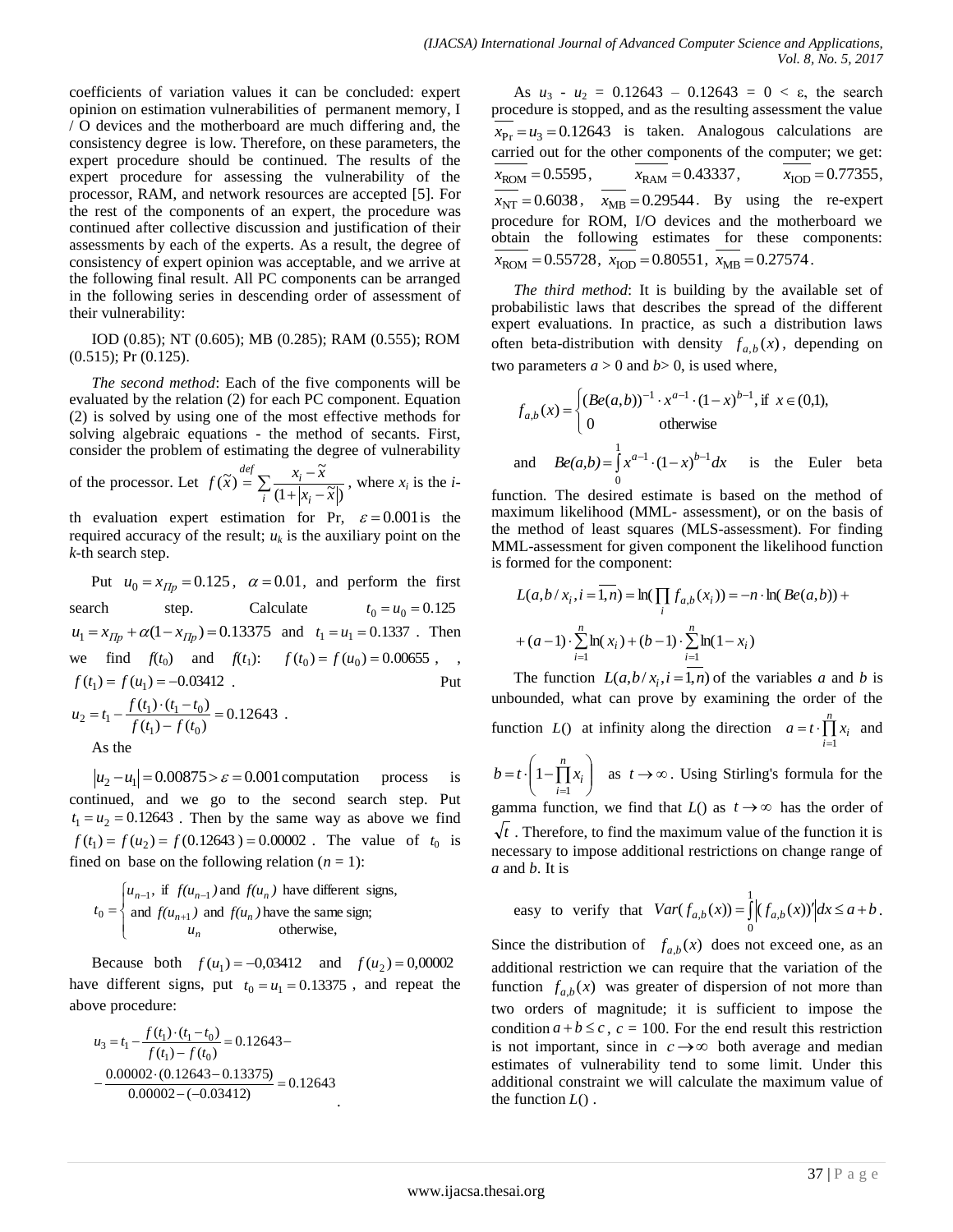coefficients of variation values it can be concluded: expert opinion on estimation vulnerabilities of permanent memory, I / O devices and the motherboard are much differing and, the consistency degree is low. Therefore, on these parameters, the expert procedure should be continued. The results of the expert procedure for assessing the vulnerability of the processor, RAM, and network resources are accepted [5]. For the rest of the components of an expert, the procedure was continued after collective discussion and justification of their assessments by each of the experts. As a result, the degree of consistency of expert opinion was acceptable, and we arrive at the following final result. All PC components can be arranged in the following series in descending order of assessment of their vulnerability:

IOD (0.85); NT (0.605); MB (0.285); RAM (0.555); ROM (0.515); Pr (0.125).

*The second method*: Each of the five components will be evaluated by the relation (2) for each PC component. Equation (2) is solved by using one of the most effective methods for solving algebraic equations - the method of secants. First, consider the problem of estimating the degree of vulnerability of the processor. Let $f(\tilde{x}) \stackrel{def}{=} \sum_i \frac{x_i - \tilde{x}}{(1+|x_i - \tilde{x}|)}$, where $x_i$ is the $i$-th evaluation expert estimation for Pr, $\varepsilon = 0.001$ is the required accuracy of the result; $u_k$ is the auxiliary point on the $k$-th search step.

Put $u_0 = x_{\Pi p} = 0.125$, $\alpha = 0.01$, and perform the first search step. Calculate $t_0 = u_0 = 0.125$ $u_1 = x_{\Pi p} + \alpha(1 - x_{\Pi p}) = 0.13375$ and $t_1 = u_1 = 0.1337$. Then we find $f(t_0)$ and $f(t_1)$: $f(t_0) = f(u_0) = 0.00655$, , $f(t_1) = f(u_1) = -0.03412$. Put $u_2 = t_1 - \frac{f(t_1)\cdot(t_1 - t_0)}{f(t_1) - f(t_0)} = 0.12643$.

As the

$|u_2 - u_1| = 0.00875 > \varepsilon = 0.001$ computation process is continued, and we go to the second search step. Put $t_1 = u_2 = 0.12643$. Then by the same way as above we find $f(t_1) = f(u_2) = f(0.12643) = 0.00002$. The value of $t_0$ is fined on base on the following relation ($n = 1$):

$$t_0 = \begin{cases} u_{n-1}, \text{ if } f(u_{n-1}) \text{ and } f(u_n) \text{ have different signs,} \\ \text{ and } f(u_{n+1}) \text{ and } f(u_n) \text{ have the same sign;} \\ u_n \qquad \text{otherwise,} \end{cases}$$

Because both $f(u_1) = -0{,}03412$ and $f(u_2) = 0{,}00002$ have different signs, put $t_0 = u_1 = 0.13375$, and repeat the above procedure:

$$u_3 = t_1 - \frac{f(t_1)\cdot(t_1 - t_0)}{f(t_1) - f(t_0)} = 0.12643 - \frac{0.00002\cdot(0.12643 - 0.13375)}{0.00002 - (-0.03412)} = 0.12643$$

As $u_3$ - $u_2$ = 0.12643 – 0.12643 = 0 < ε, the search procedure is stopped, and as the resulting assessment the value $\overline{x_{\text{Pr}}} = u_3 = 0.12643$ is taken. Analogous calculations are carried out for the other components of the computer; we get: $\overline{x_{\text{ROM}}} = 0.5595$, $\overline{x_{\text{RAM}}} = 0.43337$, $\overline{x_{\text{IOD}}} = 0.77355$, $\overline{x_{\text{NT}}} = 0.6038$, $\overline{x_{\text{MB}}} = 0.29544$. By using the re-expert procedure for ROM, I/O devices and the motherboard we obtain the following estimates for these components: $\overline{x_{\text{ROM}}} = 0.55728$, $\overline{x_{\text{IOD}}} = 0.80551$, $\overline{x_{\text{MB}}} = 0.27574$.

*The third method*: It is building by the available set of probabilistic laws that describes the spread of the different expert evaluations. In practice, as such a distribution laws often beta-distribution with density $f_{a,b}(x)$, depending on two parameters $a > 0$ and $b > 0$, is used where,

$$f_{a,b}(x) = \begin{cases} (Be(a,b))^{-1}\cdot x^{a-1}\cdot(1-x)^{b-1}, \text{if } x \in (0,1), \\ 0 \qquad \text{otherwise} \end{cases}$$

and $Be(a,b) = \int_0^1 x^{a-1}\cdot(1-x)^{b-1}dx$ is the Euler beta function. The desired estimate is based on the method of maximum likelihood (MML- assessment), or on the basis of the method of least squares (MLS-assessment). For finding MML-assessment for given component the likelihood function is formed for the component:

$$L(a,b/x_i, i=\overline{1,n}) = \ln(\prod_i f_{a,b}(x_i)) = -n\cdot\ln(Be(a,b)) + (a-1)\cdot\sum_{i=1}^{n}\ln(x_i) + (b-1)\cdot\sum_{i=1}^{n}\ln(1-x_i)$$

The function $L(a,b/x_i, i=\overline{1,n})$ of the variables $a$ and $b$ is unbounded, what can prove by examining the order of the function $L()$ at infinity along the direction $a = t\cdot\prod_{i=1}^{n} x_i$ and $b = t\cdot\left(1 - \prod_{i=1}^{n} x_i\right)$ as $t \to \infty$. Using Stirling's formula for the gamma function, we find that $L()$ as $t \to \infty$ has the order of $\sqrt{t}$. Therefore, to find the maximum value of the function it is necessary to impose additional restrictions on change range of $a$ and $b$. It is

easy to verify that $Var(f_{a,b}(x)) = \int_0^1 |(f_{a,b}(x))'| dx \le a + b$.

Since the distribution of $f_{a,b}(x)$ does not exceed one, as an additional restriction we can require that the variation of the function $f_{a,b}(x)$ was greater of dispersion of not more than two orders of magnitude; it is sufficient to impose the condition $a + b \le c$, $c$ = 100. For the end result this restriction is not important, since in $c \to \infty$ both average and median estimates of vulnerability tend to some limit. Under this additional constraint we will calculate the maximum value of the function $L()$.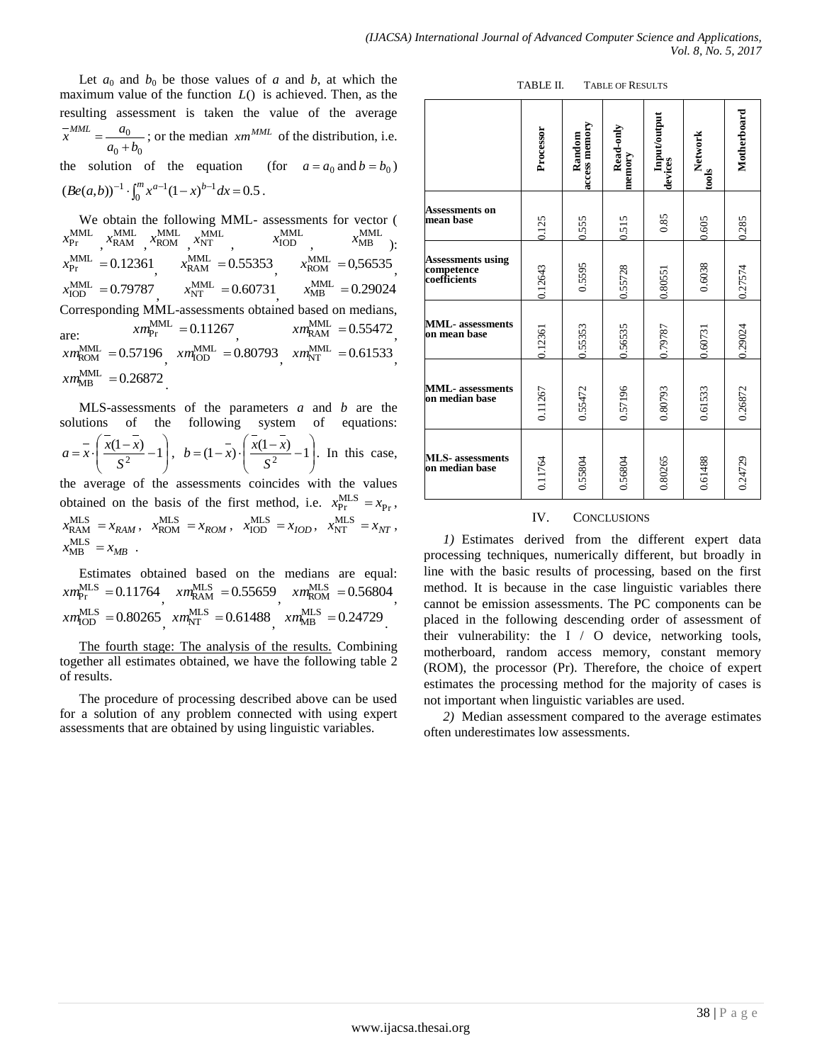Let $a_0$ and $b_0$ be those values of $a$ and $b$, at which the maximum value of the function $L()$ is achieved. Then, as the resulting assessment is taken the value of the average $\overline{x}^{MML} = \frac{a_0}{a_0 + b_0}$; or the median $xm^{MML}$ of the distribution, i.e. the solution of the equation (for $a = a_0$ and $b = b_0$) $(Be(a,b))^{-1} \cdot \int_0^m x^{a-1}(1-x)^{b-1}dx = 0.5$.

We obtain the following MML- assessments for vector ($x_{\text{Pr}}^{\text{MML}}$, $x_{\text{RAM}}^{\text{MML}}$, $x_{\text{ROM}}^{\text{MML}}$, $x_{\text{NT}}^{\text{MML}}$, $x_{\text{IOD}}^{\text{MML}}$, $x_{\text{MB}}^{\text{MML}}$): $x_{\text{Pr}}^{\text{MML}} = 0.12361$, $x_{\text{RAM}}^{\text{MML}} = 0.55353$, $x_{\text{ROM}}^{\text{MML}} = 0{,}56535$, $x_{\text{IOD}}^{\text{MML}} = 0.79787$, $x_{\text{NT}}^{\text{MML}} = 0.60731$, $x_{\text{MB}}^{\text{MML}} = 0.29024$

Corresponding MML-assessments obtained based on medians, are: $xm_{\text{Pr}}^{\text{MML}} = 0.11267$, $xm_{\text{RAM}}^{\text{MML}} = 0.55472$, $xm_{\text{ROM}}^{\text{MML}} = 0.57196$, $xm_{\text{IOD}}^{\text{MML}} = 0.80793$, $xm_{\text{NT}}^{\text{MML}} = 0.61533$, $xm_{\text{MB}}^{\text{MML}} = 0.26872$.

MLS-assessments of the parameters $a$ and $b$ are the solutions of the following system of equations: $a = \overline{x} \cdot \left( \frac{\overline{x}(1-\overline{x})}{S^2} - 1 \right)$, $b = (1-\overline{x}) \cdot \left( \frac{\overline{x}(1-\overline{x})}{S^2} - 1 \right)$. In this case, the average of the assessments coincides with the values obtained on the basis of the first method, i.e. $x_{\text{Pr}}^{\text{MLS}} = x_{\text{Pr}}$, $x_{\text{RAM}}^{\text{MLS}} = x_{RAM}$, $x_{\text{ROM}}^{\text{MLS}} = x_{ROM}$, $x_{\text{IOD}}^{\text{MLS}} = x_{IOD}$, $x_{\text{NT}}^{\text{MLS}} = x_{NT}$, $x_{\text{MB}}^{\text{MLS}} = x_{MB}$.

Estimates obtained based on the medians are equal: $xm_{\text{Pr}}^{\text{MLS}} = 0.11764$, $xm_{\text{RAM}}^{\text{MLS}} = 0.55659$, $xm_{\text{ROM}}^{\text{MLS}} = 0.56804$, $xm_{\text{IOD}}^{\text{MLS}} = 0.80265$, $xm_{\text{NT}}^{\text{MLS}} = 0.61488$, $xm_{\text{MB}}^{\text{MLS}} = 0.24729$.

The fourth stage: The analysis of the results. Combining together all estimates obtained, we have the following table 2 of results.

The procedure of processing described above can be used for a solution of any problem connected with using expert assessments that are obtained by using linguistic variables.

TABLE II. TABLE OF RESULTS

| | Processor | Random access memory | Read-only memory | Input/output devices | Network tools | Motherboard |
|---|---|---|---|---|---|---|
| **Assessments on mean base** | 0.125 | 0.555 | 0.515 | 0.85 | 0.605 | 0.285 |
| **Assessments using competence coefficients** | 0.12643 | 0.5595 | 0.55728 | 0.80551 | 0.6038 | 0.27574 |
| **MML- assessments on mean base** | 0.12361 | 0.55353 | 0.56535 | 0.79787 | 0.60731 | 0.29024 |
| **MML- assessments on median base** | 0.11267 | 0.55472 | 0.57196 | 0.80793 | 0.61533 | 0.26872 |
| **MLS- assessments on median base** | 0.11764 | 0.55804 | 0.56804 | 0.80265 | 0.61488 | 0.24729 |

## IV. CONCLUSIONS

*1)* Estimates derived from the different expert data processing techniques, numerically different, but broadly in line with the basic results of processing, based on the first method. It is because in the case linguistic variables there cannot be emission assessments. The PC components can be placed in the following descending order of assessment of their vulnerability: the I / O device, networking tools, motherboard, random access memory, constant memory (ROM), the processor (Pr). Therefore, the choice of expert estimates the processing method for the majority of cases is not important when linguistic variables are used.

*2)* Median assessment compared to the average estimates often underestimates low assessments.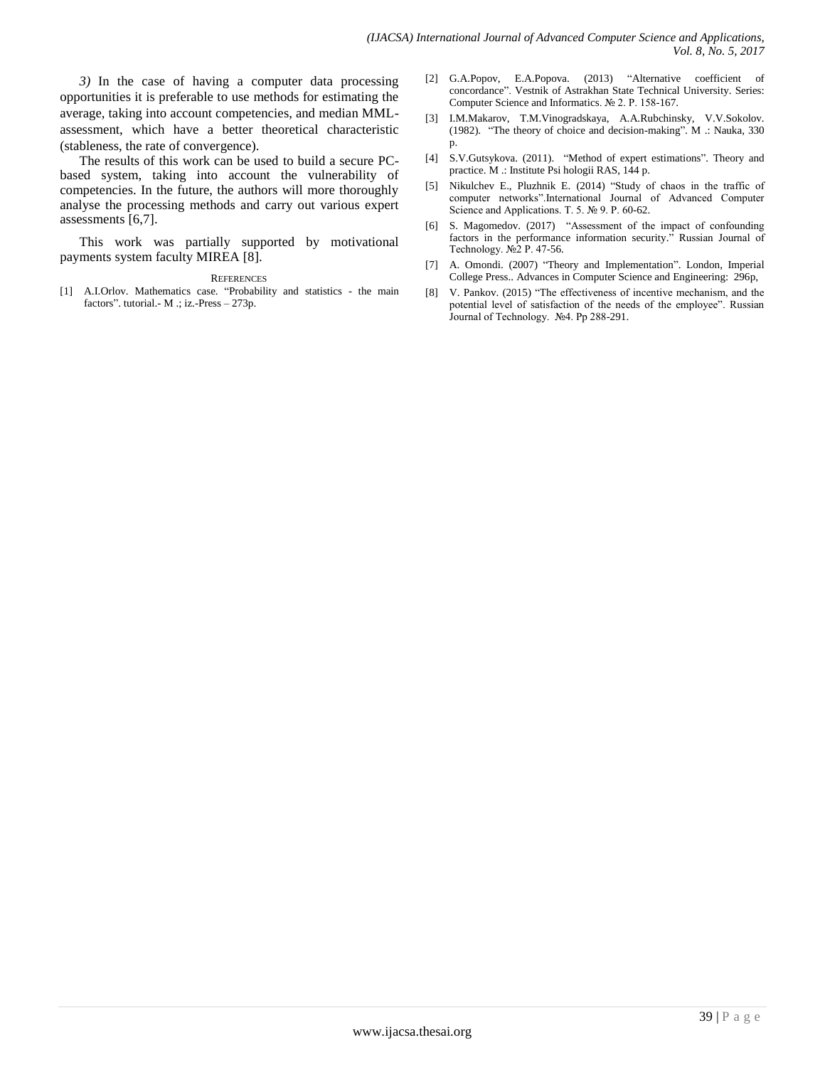*3)* In the case of having a computer data processing opportunities it is preferable to use methods for estimating the average, taking into account competencies, and median MML-assessment, which have a better theoretical characteristic (stableness, the rate of convergence).

The results of this work can be used to build a secure PC-based system, taking into account the vulnerability of competencies. In the future, the authors will more thoroughly analyse the processing methods and carry out various expert assessments [6,7].

This work was partially supported by motivational payments system faculty MIREA [8].

## References

[1] A.I.Orlov. Mathematics case. “Probability and statistics - the main factors”. tutorial.- M .; iz.-Press – 273p.

[2] G.A.Popov, E.A.Popova. (2013) “Alternative coefficient of concordance”. Vestnik of Astrakhan State Technical University. Series: Computer Science and Informatics. № 2. P. 158-167.

[3] I.M.Makarov, T.M.Vinogradskaya, A.A.Rubchinsky, V.V.Sokolov. (1982). “The theory of choice and decision-making”. M .: Nauka, 330 p.

[4] S.V.Gutsykova. (2011). “Method of expert estimations”. Theory and practice. M .: Institute Psi hologii RAS, 144 p.

[5] Nikulchev E., Pluzhnik E. (2014) “Study of chaos in the traffic of computer networks”.International Journal of Advanced Computer Science and Applications. T. 5. № 9. P. 60-62.

[6] S. Magomedov. (2017) “Assessment of the impact of confounding factors in the performance information security.” Russian Journal of Technology. №2 P. 47-56.

[7] A. Omondi. (2007) “Theory and Implementation”. London, Imperial College Press.. Advances in Computer Science and Engineering: 296p,

[8] V. Pankov. (2015) “The effectiveness of incentive mechanism, and the potential level of satisfaction of the needs of the employee”. Russian Journal of Technology. №4. Pp 288-291.